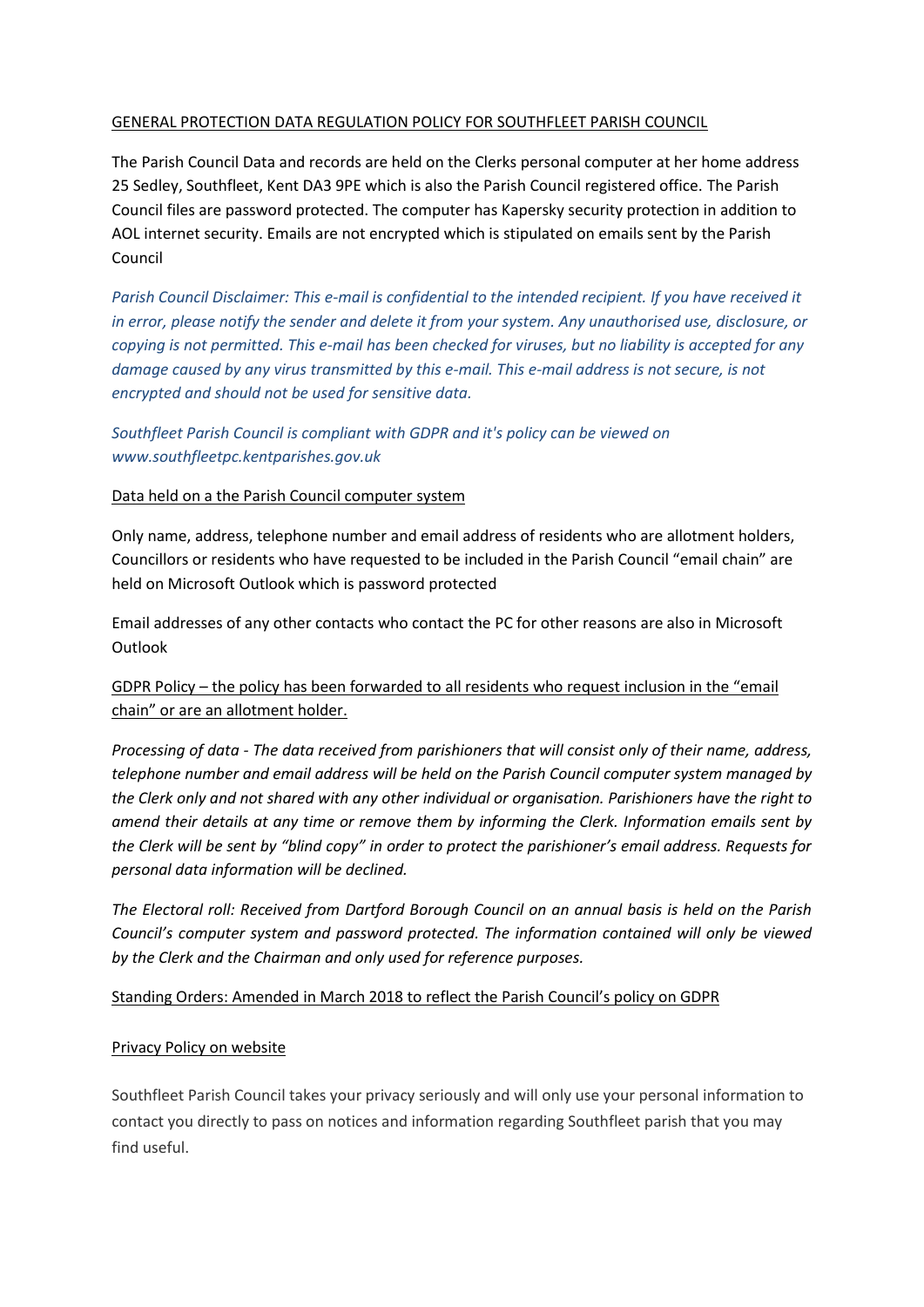<u>GENERAL PROTECTION DATA REGULATION POLICY FOR SOUTHFLEET PARISH COUNCIL</u>

The Parish Council Data and records are held on the Clerks personal computer at her home address 25 Sedley, Southfleet, Kent DA3 9PE which is also the Parish Council registered office. The Parish Council files are password protected. The computer has Kapersky security protection in addition to AOL internet security. Emails are not encrypted which is stipulated on emails sent by the Parish Council

*Parish Council Disclaimer: This e-mail is confidential to the intended recipient. If you have received it in error, please notify the sender and delete it from your system. Any unauthorised use, disclosure, or copying is not permitted. This e-mail has been checked for viruses, but no liability is accepted for any damage caused by any virus transmitted by this e-mail. This e-mail address is not secure, is not encrypted and should not be used for sensitive data.*

*Southfleet Parish Council is compliant with GDPR and it's policy can be viewed on www.southfleetpc.kentparishes.gov.uk*

<u>Data held on a the Parish Council computer system</u>

Only name, address, telephone number and email address of residents who are allotment holders, Councillors or residents who have requested to be included in the Parish Council "email chain" are held on Microsoft Outlook which is password protected

Email addresses of any other contacts who contact the PC for other reasons are also in Microsoft Outlook

<u>GDPR Policy – the policy has been forwarded to all residents who request inclusion in the "email chain" or are an allotment holder.</u>

*Processing of data - The data received from parishioners that will consist only of their name, address, telephone number and email address will be held on the Parish Council computer system managed by the Clerk only and not shared with any other individual or organisation. Parishioners have the right to amend their details at any time or remove them by informing the Clerk. Information emails sent by the Clerk will be sent by "blind copy" in order to protect the parishioner's email address. Requests for personal data information will be declined.*

*The Electoral roll: Received from Dartford Borough Council on an annual basis is held on the Parish Council's computer system and password protected. The information contained will only be viewed by the Clerk and the Chairman and only used for reference purposes.*

<u>Standing Orders: Amended in March 2018 to reflect the Parish Council's policy on GDPR</u>

<u>Privacy Policy on website</u>

Southfleet Parish Council takes your privacy seriously and will only use your personal information to contact you directly to pass on notices and information regarding Southfleet parish that you may find useful.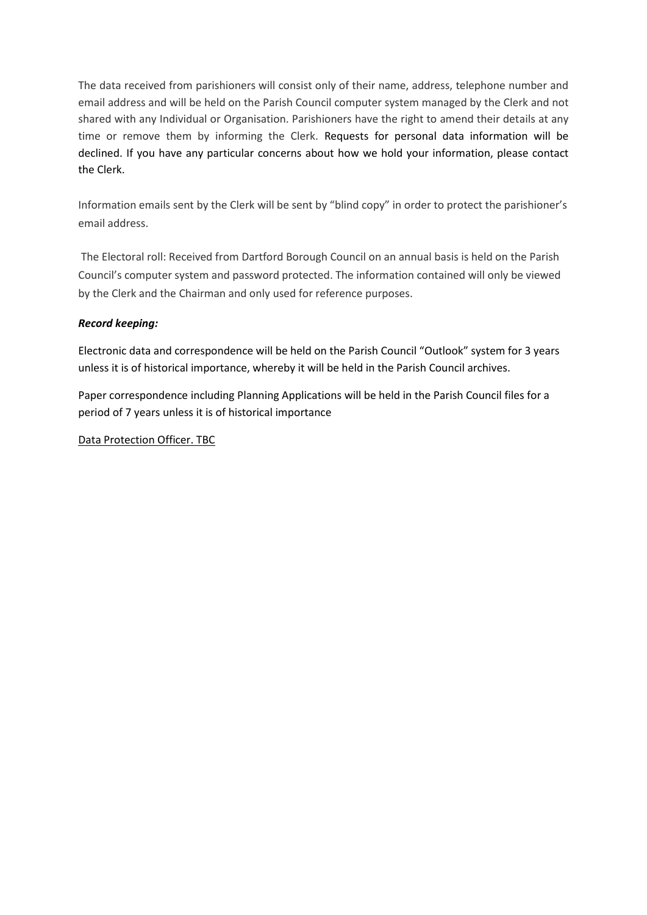The data received from parishioners will consist only of their name, address, telephone number and email address and will be held on the Parish Council computer system managed by the Clerk and not shared with any Individual or Organisation. Parishioners have the right to amend their details at any time or remove them by informing the Clerk. Requests for personal data information will be declined. If you have any particular concerns about how we hold your information, please contact the Clerk.

Information emails sent by the Clerk will be sent by "blind copy" in order to protect the parishioner's email address.

The Electoral roll: Received from Dartford Borough Council on an annual basis is held on the Parish Council's computer system and password protected. The information contained will only be viewed by the Clerk and the Chairman and only used for reference purposes.

***Record keeping:***

Electronic data and correspondence will be held on the Parish Council "Outlook" system for 3 years unless it is of historical importance, whereby it will be held in the Parish Council archives.

Paper correspondence including Planning Applications will be held in the Parish Council files for a period of 7 years unless it is of historical importance

Data Protection Officer. TBC